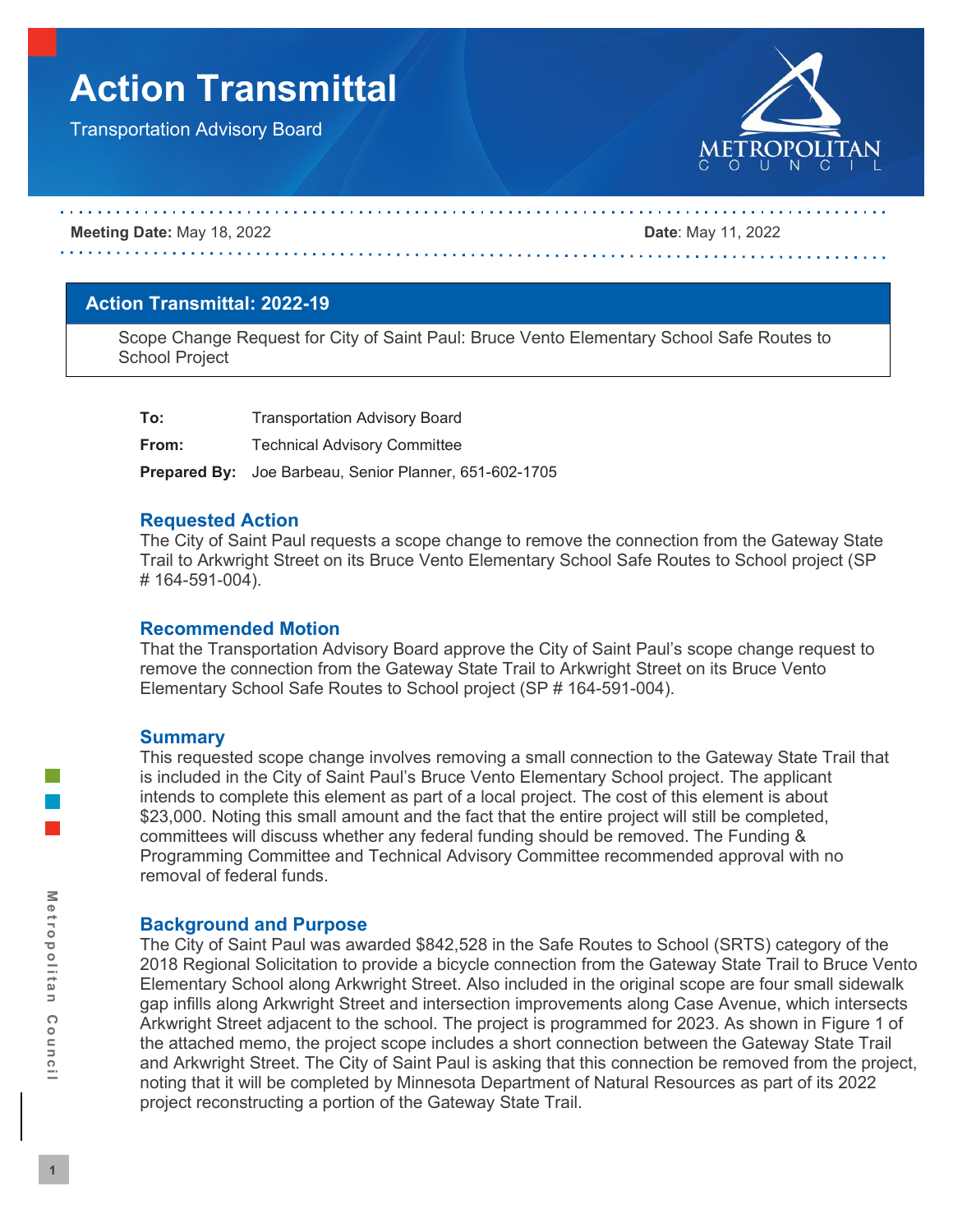# Action Transmittal

Transportation Advisory Board

**Meeting Date:** May 18, 2022 **Date**: May 11, 2022

## Action Transmittal: 2022-19

Scope Change Request for City of Saint Paul: Bruce Vento Elementary School Safe Routes to School Project

**To:** Transportation Advisory Board

**From:** Technical Advisory Committee

**Prepared By:** Joe Barbeau, Senior Planner, 651-602-1705

### Requested Action

The City of Saint Paul requests a scope change to remove the connection from the Gateway State Trail to Arkwright Street on its Bruce Vento Elementary School Safe Routes to School project (SP # 164-591-004).

### Recommended Motion

That the Transportation Advisory Board approve the City of Saint Paul's scope change request to remove the connection from the Gateway State Trail to Arkwright Street on its Bruce Vento Elementary School Safe Routes to School project (SP # 164-591-004).

### Summary

This requested scope change involves removing a small connection to the Gateway State Trail that is included in the City of Saint Paul's Bruce Vento Elementary School project. The applicant intends to complete this element as part of a local project. The cost of this element is about $23,000. Noting this small amount and the fact that the entire project will still be completed, committees will discuss whether any federal funding should be removed. The Funding & Programming Committee and Technical Advisory Committee recommended approval with no removal of federal funds.

### Background and Purpose

The City of Saint Paul was awarded $842,528 in the Safe Routes to School (SRTS) category of the 2018 Regional Solicitation to provide a bicycle connection from the Gateway State Trail to Bruce Vento Elementary School along Arkwright Street. Also included in the original scope are four small sidewalk gap infills along Arkwright Street and intersection improvements along Case Avenue, which intersects Arkwright Street adjacent to the school. The project is programmed for 2023. As shown in Figure 1 of the attached memo, the project scope includes a short connection between the Gateway State Trail and Arkwright Street. The City of Saint Paul is asking that this connection be removed from the project, noting that it will be completed by Minnesota Department of Natural Resources as part of its 2022 project reconstructing a portion of the Gateway State Trail.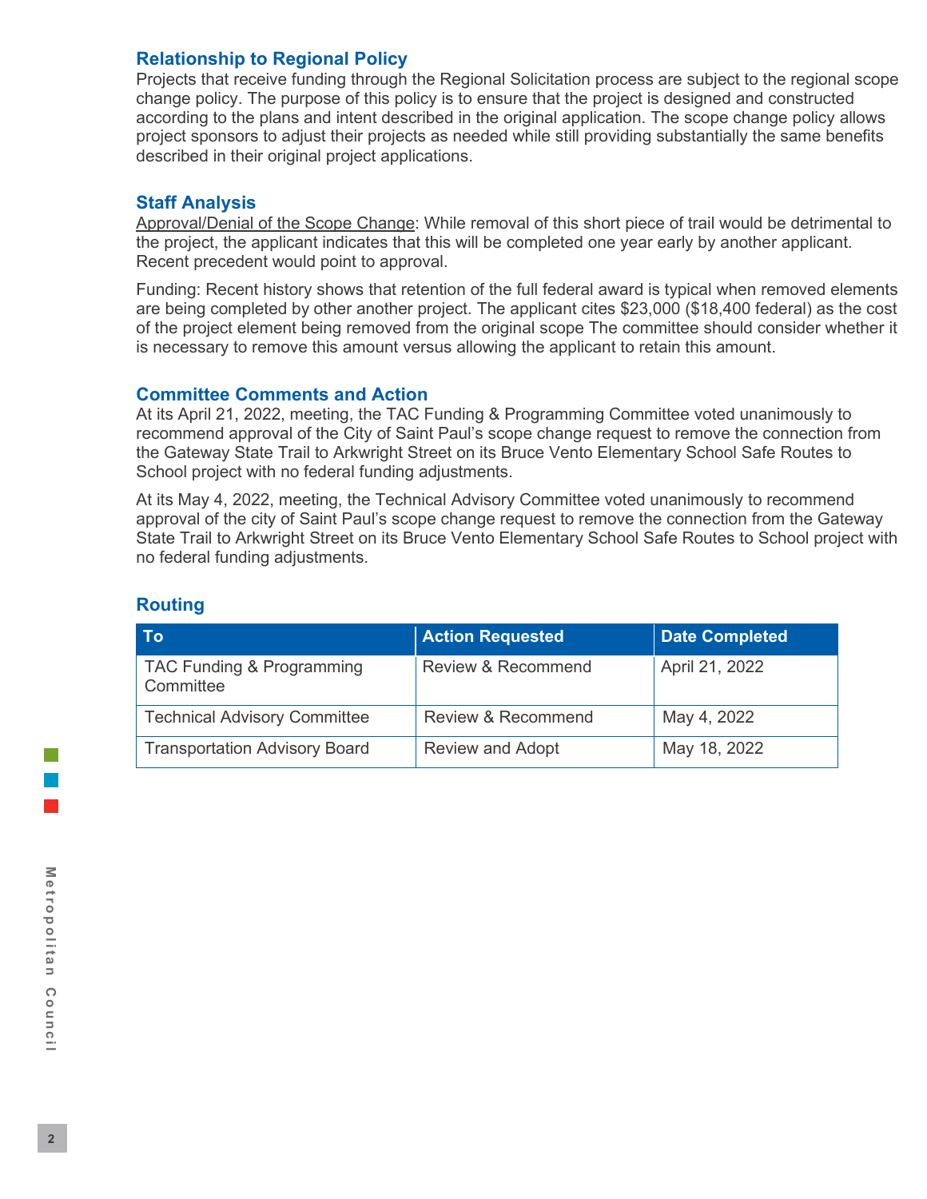## Relationship to Regional Policy

Projects that receive funding through the Regional Solicitation process are subject to the regional scope change policy. The purpose of this policy is to ensure that the project is designed and constructed according to the plans and intent described in the original application. The scope change policy allows project sponsors to adjust their projects as needed while still providing substantially the same benefits described in their original project applications.

## Staff Analysis

Approval/Denial of the Scope Change: While removal of this short piece of trail would be detrimental to the project, the applicant indicates that this will be completed one year early by another applicant. Recent precedent would point to approval.

Funding: Recent history shows that retention of the full federal award is typical when removed elements are being completed by other another project. The applicant cites $23,000 ($18,400 federal) as the cost of the project element being removed from the original scope The committee should consider whether it is necessary to remove this amount versus allowing the applicant to retain this amount.

## Committee Comments and Action

At its April 21, 2022, meeting, the TAC Funding & Programming Committee voted unanimously to recommend approval of the City of Saint Paul's scope change request to remove the connection from the Gateway State Trail to Arkwright Street on its Bruce Vento Elementary School Safe Routes to School project with no federal funding adjustments.

At its May 4, 2022, meeting, the Technical Advisory Committee voted unanimously to recommend approval of the city of Saint Paul's scope change request to remove the connection from the Gateway State Trail to Arkwright Street on its Bruce Vento Elementary School Safe Routes to School project with no federal funding adjustments.

## Routing

| To | Action Requested | Date Completed |
|---|---|---|
| TAC Funding & Programming Committee | Review & Recommend | April 21, 2022 |
| Technical Advisory Committee | Review & Recommend | May 4, 2022 |
| Transportation Advisory Board | Review and Adopt | May 18, 2022 |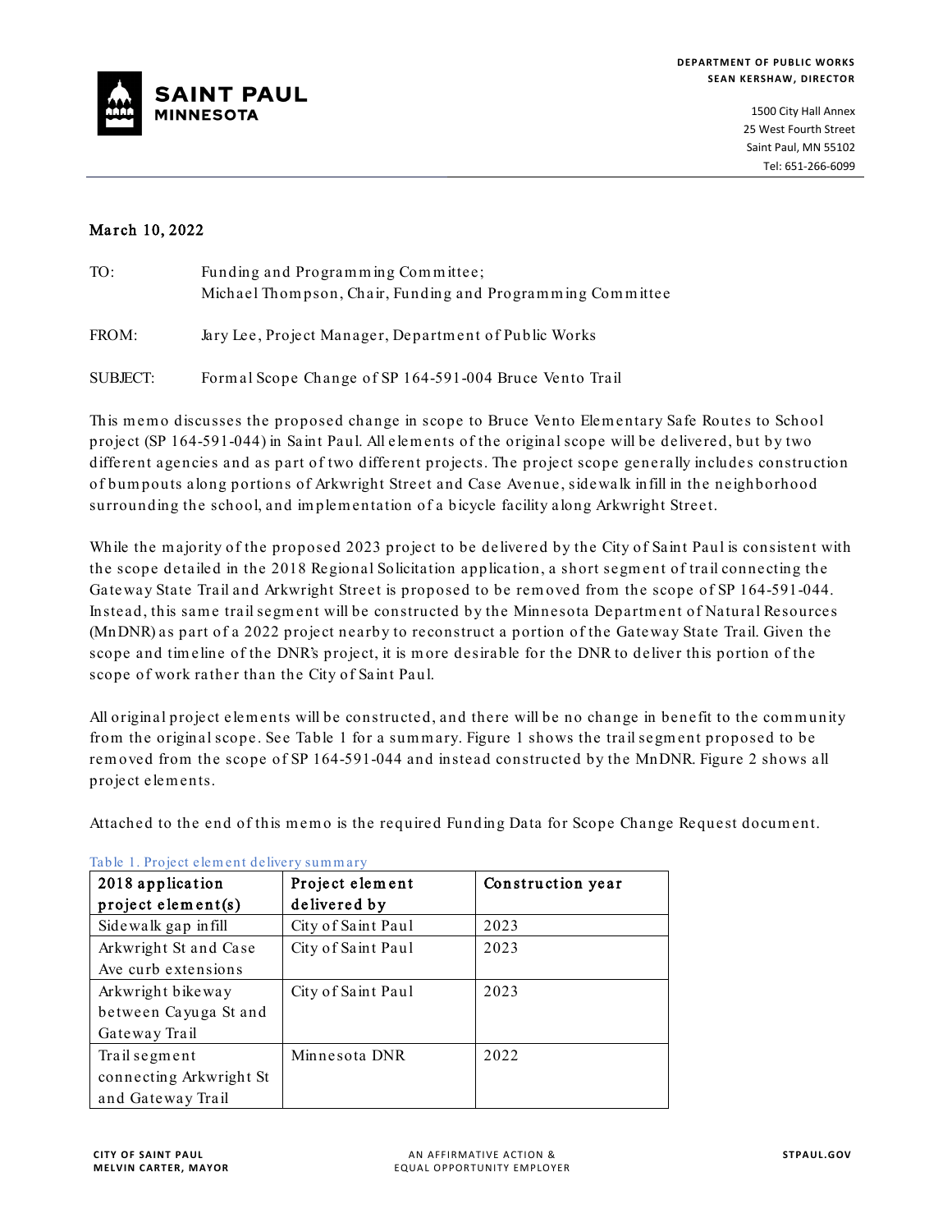**DEPARTMENT OF PUBLIC WORKS**
**SEAN KERSHAW, DIRECTOR**

SAINT PAUL MINNESOTA

1500 City Hall Annex
25 West Fourth Street
Saint Paul, MN 55102
Tel: 651-266-6099

March 10, 2022

TO: Funding and Programming Committee;
Michael Thompson, Chair, Funding and Programming Committee

FROM: Jary Lee, Project Manager, Department of Public Works

SUBJECT: Formal Scope Change of SP 164-591-004 Bruce Vento Trail

This memo discusses the proposed change in scope to Bruce Vento Elementary Safe Routes to School project (SP 164-591-044) in Saint Paul. All elements of the original scope will be delivered, but by two different agencies and as part of two different projects. The project scope generally includes construction of bumpouts along portions of Arkwright Street and Case Avenue, sidewalk infill in the neighborhood surrounding the school, and implementation of a bicycle facility along Arkwright Street.

While the majority of the proposed 2023 project to be delivered by the City of Saint Paul is consistent with the scope detailed in the 2018 Regional Solicitation application, a short segment of trail connecting the Gateway State Trail and Arkwright Street is proposed to be removed from the scope of SP 164-591-044. Instead, this same trail segment will be constructed by the Minnesota Department of Natural Resources (MnDNR) as part of a 2022 project nearby to reconstruct a portion of the Gateway State Trail. Given the scope and timeline of the DNR's project, it is more desirable for the DNR to deliver this portion of the scope of work rather than the City of Saint Paul.

All original project elements will be constructed, and there will be no change in benefit to the community from the original scope. See Table 1 for a summary. Figure 1 shows the trail segment proposed to be removed from the scope of SP 164-591-044 and instead constructed by the MnDNR. Figure 2 shows all project elements.

Attached to the end of this memo is the required Funding Data for Scope Change Request document.

Table 1. Project element delivery summary

| 2018 application project element(s) | Project element delivered by | Construction year |
| --- | --- | --- |
| Sidewalk gap infill | City of Saint Paul | 2023 |
| Arkwright St and Case Ave curb extensions | City of Saint Paul | 2023 |
| Arkwright bikeway between Cayuga St and Gateway Trail | City of Saint Paul | 2023 |
| Trail segment connecting Arkwright St and Gateway Trail | Minnesota DNR | 2022 |

**CITY OF SAINT PAUL**
**MELVIN CARTER, MAYOR**

AN AFFIRMATIVE ACTION & EQUAL OPPORTUNITY EMPLOYER

**STPAUL.GOV**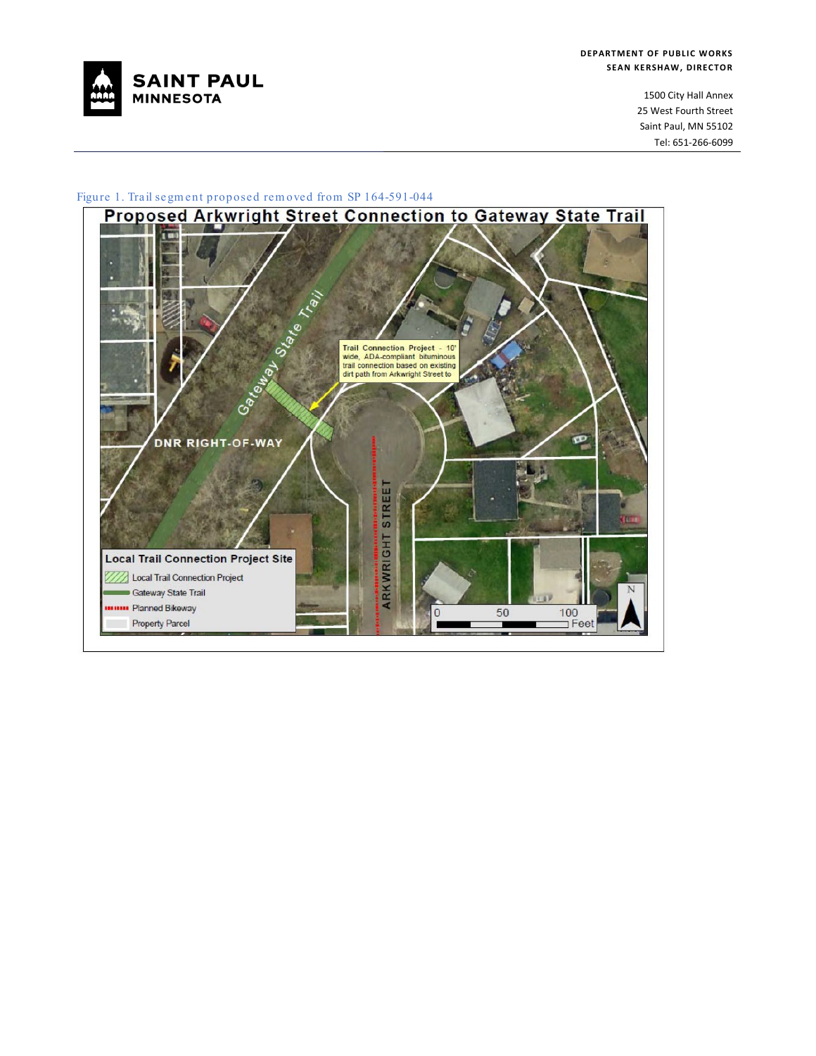Figure 1. Trail segment proposed removed from SP 164-591-044

**Proposed Arkwright Street Connection to Gateway State Trail**

Trail Connection Project - 10' wide, ADA-compliant bituminous trail connection based on existing dirt path from Arkwright Street to

Gateway State Trail

DNR RIGHT-OF-WAY

ARKWRIGHT STREET

**Local Trail Connection Project Site**

- Local Trail Connection Project
- Gateway State Trail
- Planned Bikeway
- Property Parcel

0 50 100 Feet

N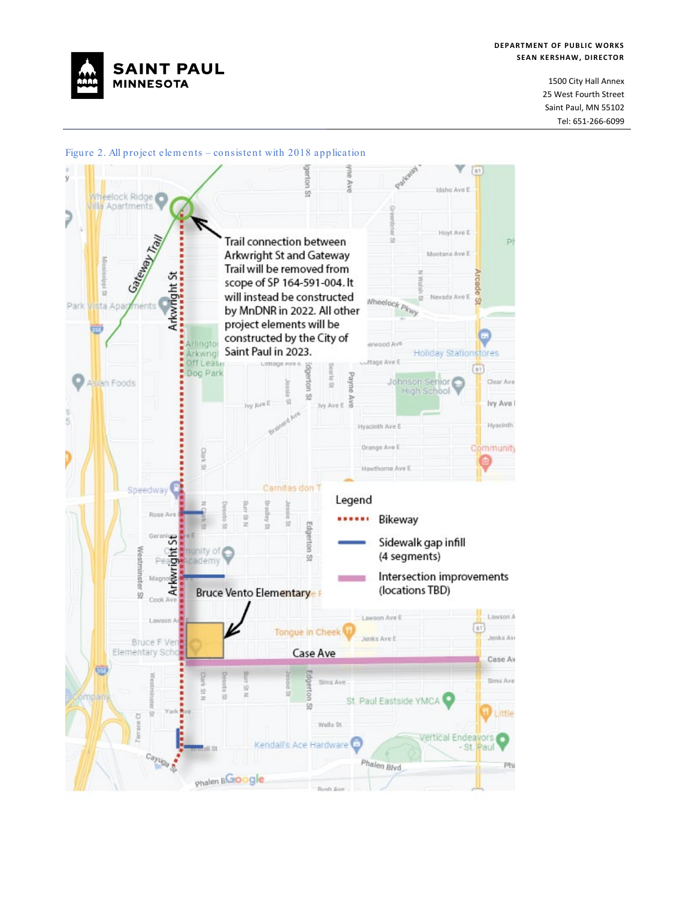**DEPARTMENT OF PUBLIC WORKS**
**SEAN KERSHAW, DIRECTOR**

**SAINT PAUL**
**MINNESOTA**

1500 City Hall Annex
25 West Fourth Street
Saint Paul, MN 55102
Tel: 651-266-6099

---

Figure 2. All project elements – consistent with 2018 application

Trail connection between Arkwright St and Gateway Trail will be removed from scope of SP 164-591-004. It will instead be constructed by MnDNR in 2022. All other project elements will be constructed by the City of Saint Paul in 2023.

Legend

- Bikeway
- Sidewalk gap infill (4 segments)
- Intersection improvements (locations TBD)

Bruce Vento Elementary

Case Ave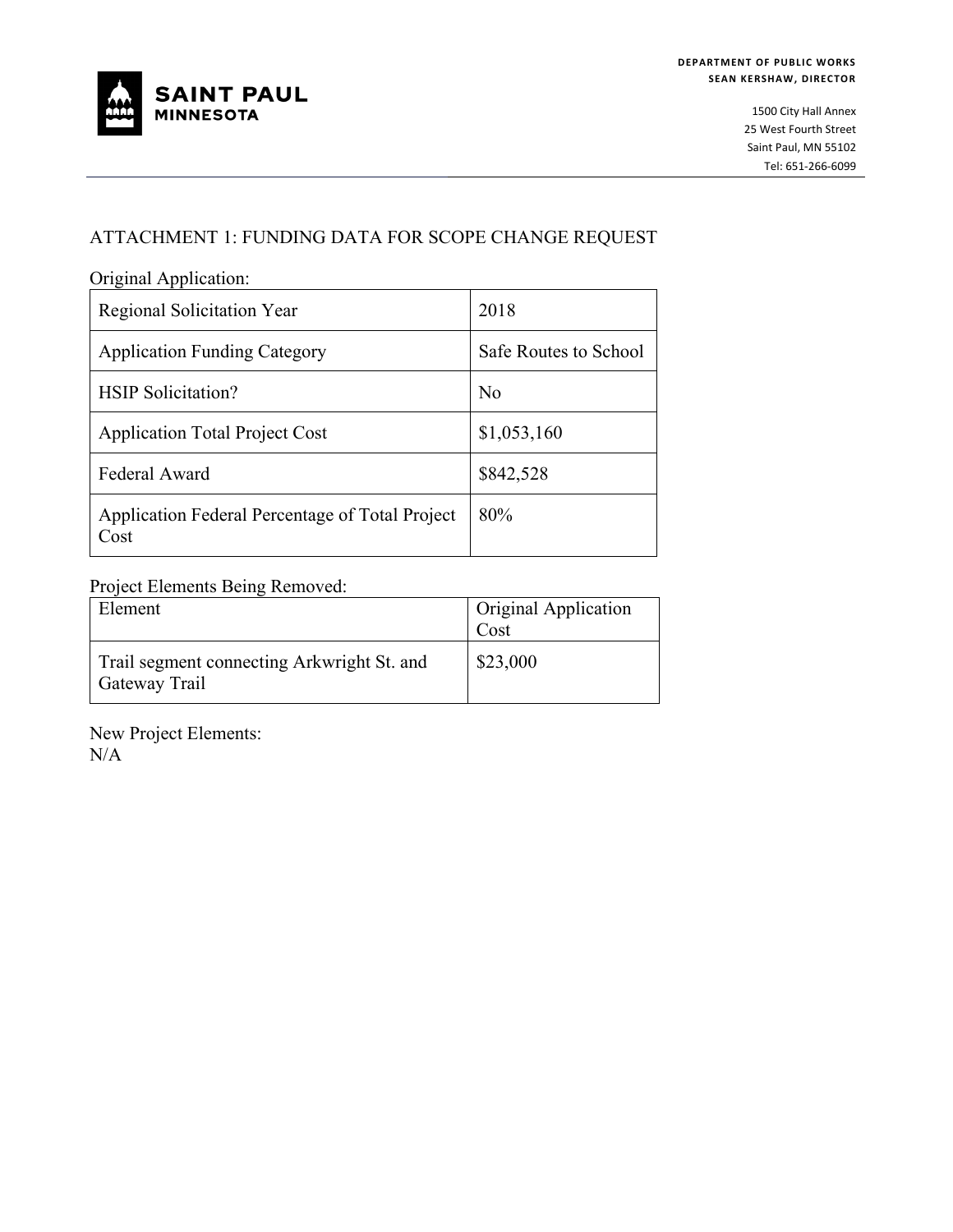SAINT PAUL MINNESOTA

**DEPARTMENT OF PUBLIC WORKS**
**SEAN KERSHAW, DIRECTOR**

1500 City Hall Annex
25 West Fourth Street
Saint Paul, MN 55102
Tel: 651-266-6099

## ATTACHMENT 1: FUNDING DATA FOR SCOPE CHANGE REQUEST

Original Application:

| | |
|---|---|
| Regional Solicitation Year | 2018 |
| Application Funding Category | Safe Routes to School |
| HSIP Solicitation? | No |
| Application Total Project Cost | $1,053,160 |
| Federal Award | $842,528 |
| Application Federal Percentage of Total Project Cost | 80% |

Project Elements Being Removed:

| Element | Original Application Cost |
|---|---|
| Trail segment connecting Arkwright St. and Gateway Trail | $23,000 |

New Project Elements:
N/A